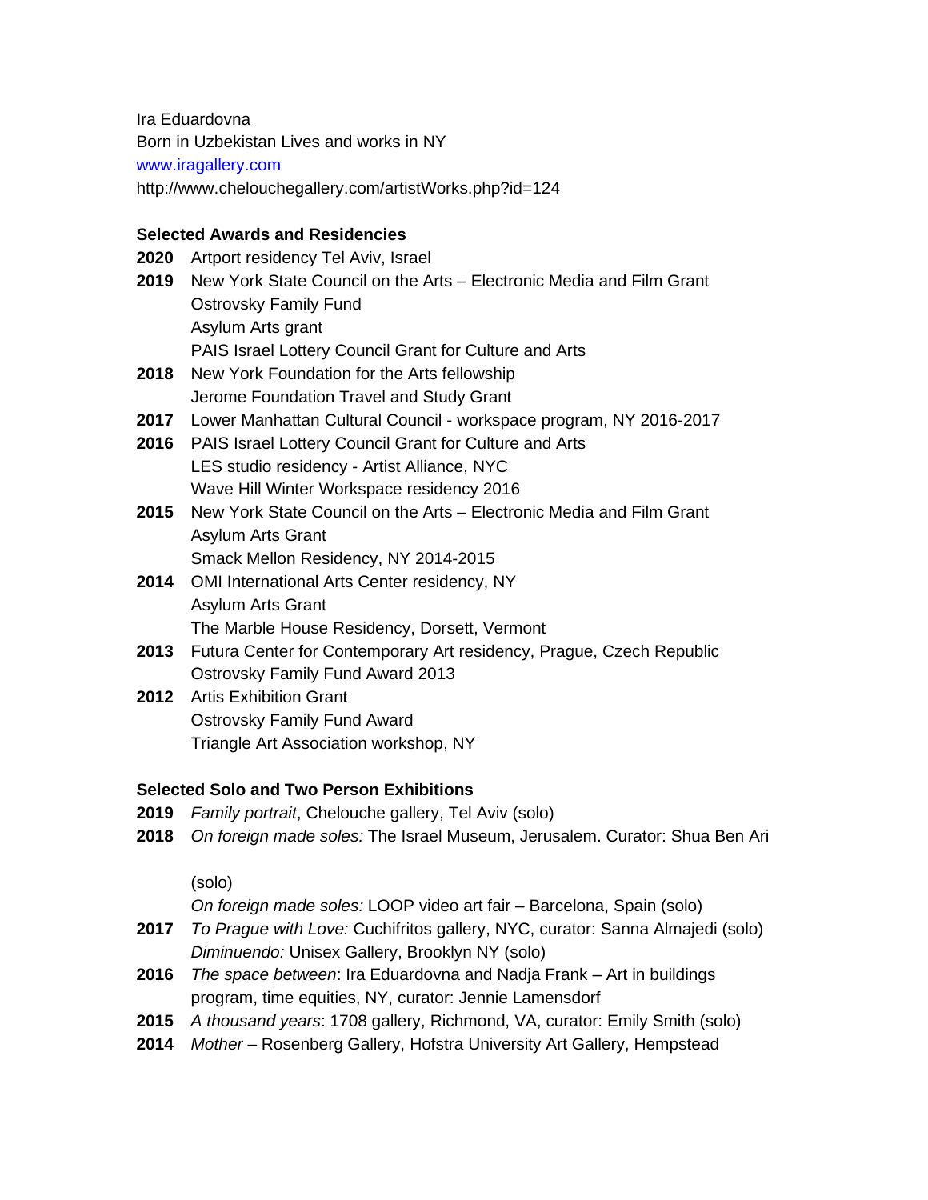Ira Eduardovna
Born in Uzbekistan Lives and works in NY
www.iragallery.com
http://www.chelouchegallery.com/artistWorks.php?id=124

**Selected Awards and Residencies**

**2020** Artport residency Tel Aviv, Israel

**2019** New York State Council on the Arts – Electronic Media and Film Grant
Ostrovsky Family Fund
Asylum Arts grant
PAIS Israel Lottery Council Grant for Culture and Arts

**2018** New York Foundation for the Arts fellowship
Jerome Foundation Travel and Study Grant

**2017** Lower Manhattan Cultural Council - workspace program, NY 2016-2017

**2016** PAIS Israel Lottery Council Grant for Culture and Arts
LES studio residency - Artist Alliance, NYC
Wave Hill Winter Workspace residency 2016

**2015** New York State Council on the Arts – Electronic Media and Film Grant
Asylum Arts Grant
Smack Mellon Residency, NY 2014-2015

**2014** OMI International Arts Center residency, NY
Asylum Arts Grant
The Marble House Residency, Dorsett, Vermont

**2013** Futura Center for Contemporary Art residency, Prague, Czech Republic
Ostrovsky Family Fund Award 2013

**2012** Artis Exhibition Grant
Ostrovsky Family Fund Award
Triangle Art Association workshop, NY

**Selected Solo and Two Person Exhibitions**

**2019** *Family portrait*, Chelouche gallery, Tel Aviv (solo)

**2018** *On foreign made soles:* The Israel Museum, Jerusalem. Curator: Shua Ben Ari (solo)
*On foreign made soles:* LOOP video art fair – Barcelona, Spain (solo)

**2017** *To Prague with Love:* Cuchifritos gallery, NYC, curator: Sanna Almajedi (solo)
*Diminuendo:* Unisex Gallery, Brooklyn NY (solo)

**2016** *The space between*: Ira Eduardovna and Nadja Frank – Art in buildings program, time equities, NY, curator: Jennie Lamensdorf

**2015** *A thousand years*: 1708 gallery, Richmond, VA, curator: Emily Smith (solo)

**2014** *Mother* – Rosenberg Gallery, Hofstra University Art Gallery, Hempstead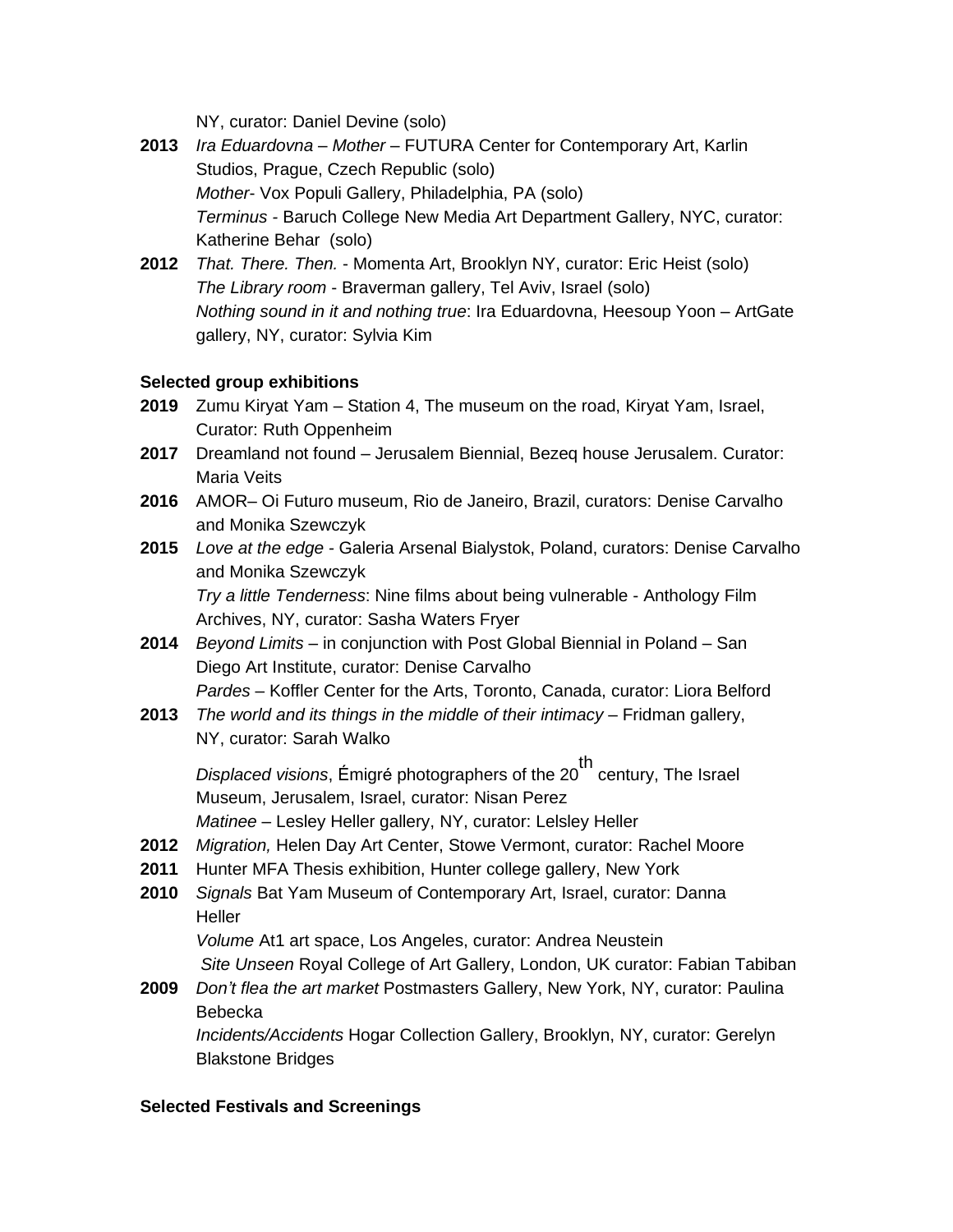NY, curator: Daniel Devine (solo)

**2013** *Ira Eduardovna – Mother* – FUTURA Center for Contemporary Art, Karlin Studios, Prague, Czech Republic (solo)
*Mother*- Vox Populi Gallery, Philadelphia, PA (solo)
*Terminus* - Baruch College New Media Art Department Gallery, NYC, curator: Katherine Behar (solo)

**2012** *That. There. Then.* - Momenta Art, Brooklyn NY, curator: Eric Heist (solo)
*The Library room* - Braverman gallery, Tel Aviv, Israel (solo)
*Nothing sound in it and nothing true*: Ira Eduardovna, Heesoup Yoon – ArtGate gallery, NY, curator: Sylvia Kim

**Selected group exhibitions**

**2019** Zumu Kiryat Yam – Station 4, The museum on the road, Kiryat Yam, Israel, Curator: Ruth Oppenheim

**2017** Dreamland not found – Jerusalem Biennial, Bezeq house Jerusalem. Curator: Maria Veits

**2016** AMOR– Oi Futuro museum, Rio de Janeiro, Brazil, curators: Denise Carvalho and Monika Szewczyk

**2015** *Love at the edge* - Galeria Arsenal Bialystok, Poland, curators: Denise Carvalho and Monika Szewczyk
*Try a little Tenderness*: Nine films about being vulnerable - Anthology Film Archives, NY, curator: Sasha Waters Fryer

**2014** *Beyond Limits* – in conjunction with Post Global Biennial in Poland – San Diego Art Institute, curator: Denise Carvalho
*Pardes* – Koffler Center for the Arts, Toronto, Canada, curator: Liora Belford

**2013** *The world and its things in the middle of their intimacy* – Fridman gallery, NY, curator: Sarah Walko
*Displaced visions*, Émigré photographers of the 20th century, The Israel Museum, Jerusalem, Israel, curator: Nisan Perez
*Matinee* – Lesley Heller gallery, NY, curator: Lelsley Heller

**2012** *Migration,* Helen Day Art Center, Stowe Vermont, curator: Rachel Moore

**2011** Hunter MFA Thesis exhibition, Hunter college gallery, New York

**2010** *Signals* Bat Yam Museum of Contemporary Art, Israel, curator: Danna Heller
*Volume* At1 art space, Los Angeles, curator: Andrea Neustein
*Site Unseen* Royal College of Art Gallery, London, UK curator: Fabian Tabiban

**2009** *Don't flea the art market* Postmasters Gallery, New York, NY, curator: Paulina Bebecka
*Incidents/Accidents* Hogar Collection Gallery, Brooklyn, NY, curator: Gerelyn Blakstone Bridges

**Selected Festivals and Screenings**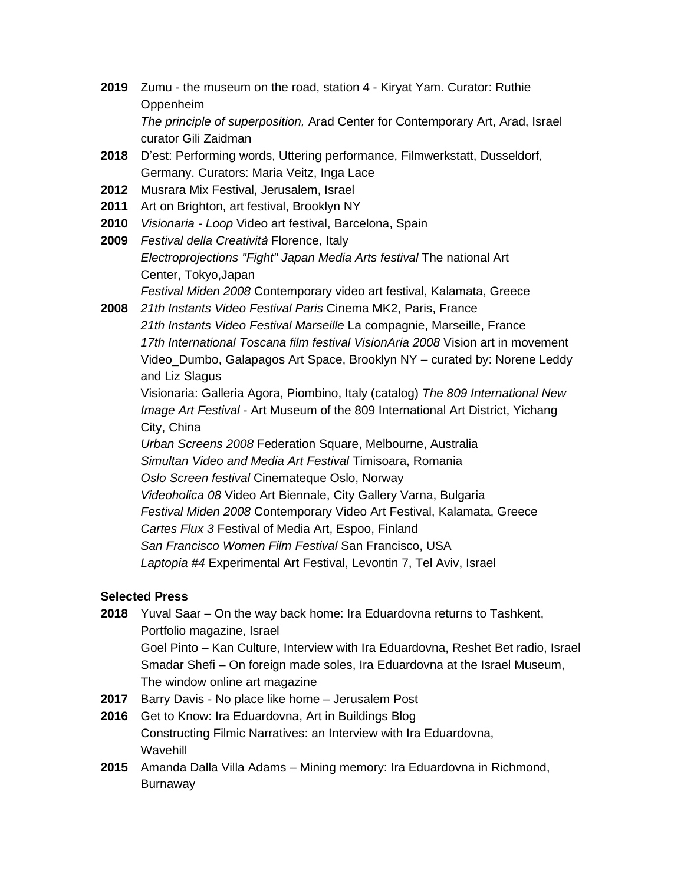**2019** Zumu - the museum on the road, station 4 - Kiryat Yam. Curator: Ruthie Oppenheim
*The principle of superposition,* Arad Center for Contemporary Art, Arad, Israel curator Gili Zaidman

**2018** D'est: Performing words, Uttering performance, Filmwerkstatt, Dusseldorf, Germany. Curators: Maria Veitz, Inga Lace

**2012** Musrara Mix Festival, Jerusalem, Israel

**2011** Art on Brighton, art festival, Brooklyn NY

**2010** *Visionaria - Loop* Video art festival, Barcelona, Spain

**2009** *Festival della Creatività* Florence, Italy
*Electroprojections "Fight" Japan Media Arts festival* The national Art Center, Tokyo,Japan
*Festival Miden 2008* Contemporary video art festival, Kalamata, Greece

**2008** *21th Instants Video Festival Paris* Cinema MK2, Paris, France
*21th Instants Video Festival Marseille* La compagnie, Marseille, France
*17th International Toscana film festival VisionAria 2008* Vision art in movement
Video_Dumbo, Galapagos Art Space, Brooklyn NY – curated by: Norene Leddy and Liz Slagus
Visionaria: Galleria Agora, Piombino, Italy (catalog) *The 809 International New Image Art Festival* - Art Museum of the 809 International Art District, Yichang City, China
*Urban Screens 2008* Federation Square, Melbourne, Australia
*Simultan Video and Media Art Festival* Timisoara, Romania
*Oslo Screen festival* Cinemateque Oslo, Norway
*Videoholica 08* Video Art Biennale, City Gallery Varna, Bulgaria
*Festival Miden 2008* Contemporary Video Art Festival, Kalamata, Greece
*Cartes Flux 3* Festival of Media Art, Espoo, Finland
*San Francisco Women Film Festival* San Francisco, USA
*Laptopia #4* Experimental Art Festival, Levontin 7, Tel Aviv, Israel

**Selected Press**

**2018** Yuval Saar – On the way back home: Ira Eduardovna returns to Tashkent, Portfolio magazine, Israel
Goel Pinto – Kan Culture, Interview with Ira Eduardovna, Reshet Bet radio, Israel
Smadar Shefi – On foreign made soles, Ira Eduardovna at the Israel Museum, The window online art magazine

**2017** Barry Davis - No place like home – Jerusalem Post

**2016** Get to Know: Ira Eduardovna, Art in Buildings Blog
Constructing Filmic Narratives: an Interview with Ira Eduardovna, Wavehill

**2015** Amanda Dalla Villa Adams – Mining memory: Ira Eduardovna in Richmond, Burnaway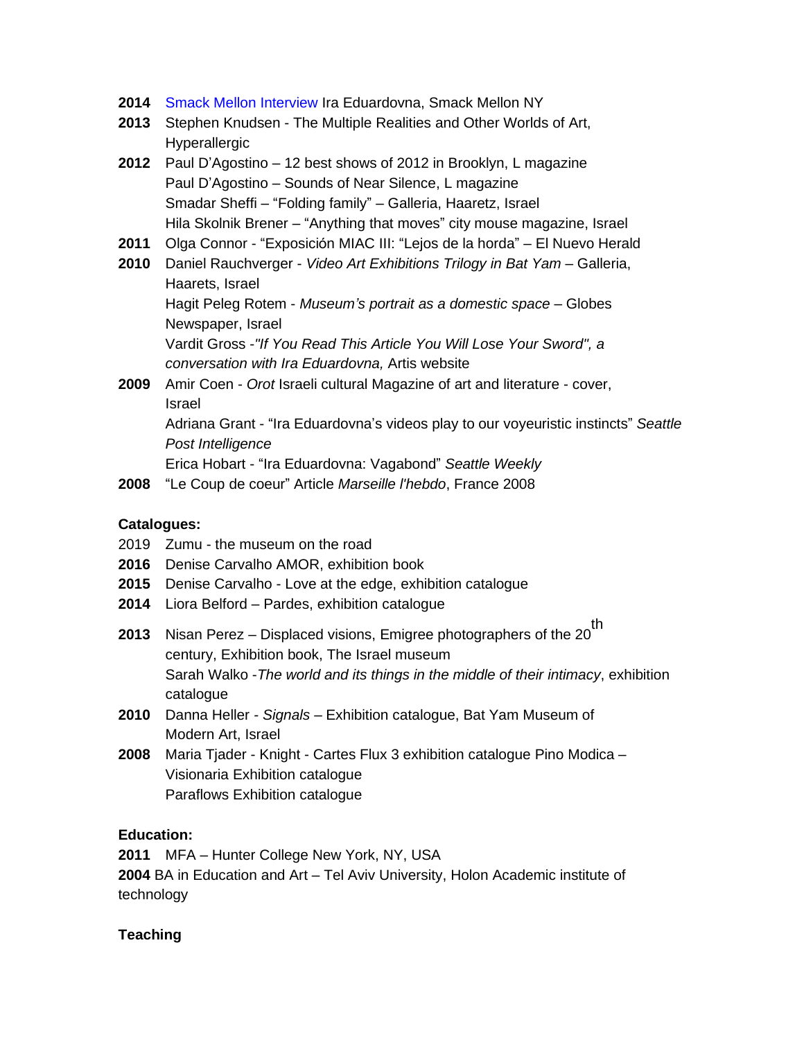**2014** Smack Mellon Interview Ira Eduardovna, Smack Mellon NY
**2013** Stephen Knudsen - The Multiple Realities and Other Worlds of Art, Hyperallergic
**2012** Paul D'Agostino – 12 best shows of 2012 in Brooklyn, L magazine
Paul D'Agostino – Sounds of Near Silence, L magazine
Smadar Sheffi – "Folding family" – Galleria, Haaretz, Israel
Hila Skolnik Brener – "Anything that moves" city mouse magazine, Israel
**2011** Olga Connor - "Exposición MIAC III: "Lejos de la horda" – El Nuevo Herald
**2010** Daniel Rauchverger - *Video Art Exhibitions Trilogy in Bat Yam* – Galleria, Haarets, Israel
Hagit Peleg Rotem - *Museum's portrait as a domestic space* – Globes Newspaper, Israel
Vardit Gross -*"If You Read This Article You Will Lose Your Sword", a conversation with Ira Eduardovna,* Artis website
**2009** Amir Coen - *Orot* Israeli cultural Magazine of art and literature - cover, Israel
Adriana Grant - "Ira Eduardovna's videos play to our voyeuristic instincts" *Seattle Post Intelligence*
Erica Hobart - "Ira Eduardovna: Vagabond" *Seattle Weekly*
**2008** "Le Coup de coeur" Article *Marseille l'hebdo*, France 2008

**Catalogues:**

2019 Zumu - the museum on the road
**2016** Denise Carvalho AMOR, exhibition book
**2015** Denise Carvalho - Love at the edge, exhibition catalogue
**2014** Liora Belford – Pardes, exhibition catalogue
**2013** Nisan Perez – Displaced visions, Emigree photographers of the 20th century, Exhibition book, The Israel museum
Sarah Walko -*The world and its things in the middle of their intimacy*, exhibition catalogue
**2010** Danna Heller - *Signals* – Exhibition catalogue, Bat Yam Museum of Modern Art, Israel
**2008** Maria Tjader - Knight - Cartes Flux 3 exhibition catalogue Pino Modica – Visionaria Exhibition catalogue
Paraflows Exhibition catalogue

**Education:**

**2011** MFA – Hunter College New York, NY, USA
**2004** BA in Education and Art – Tel Aviv University, Holon Academic institute of technology

**Teaching**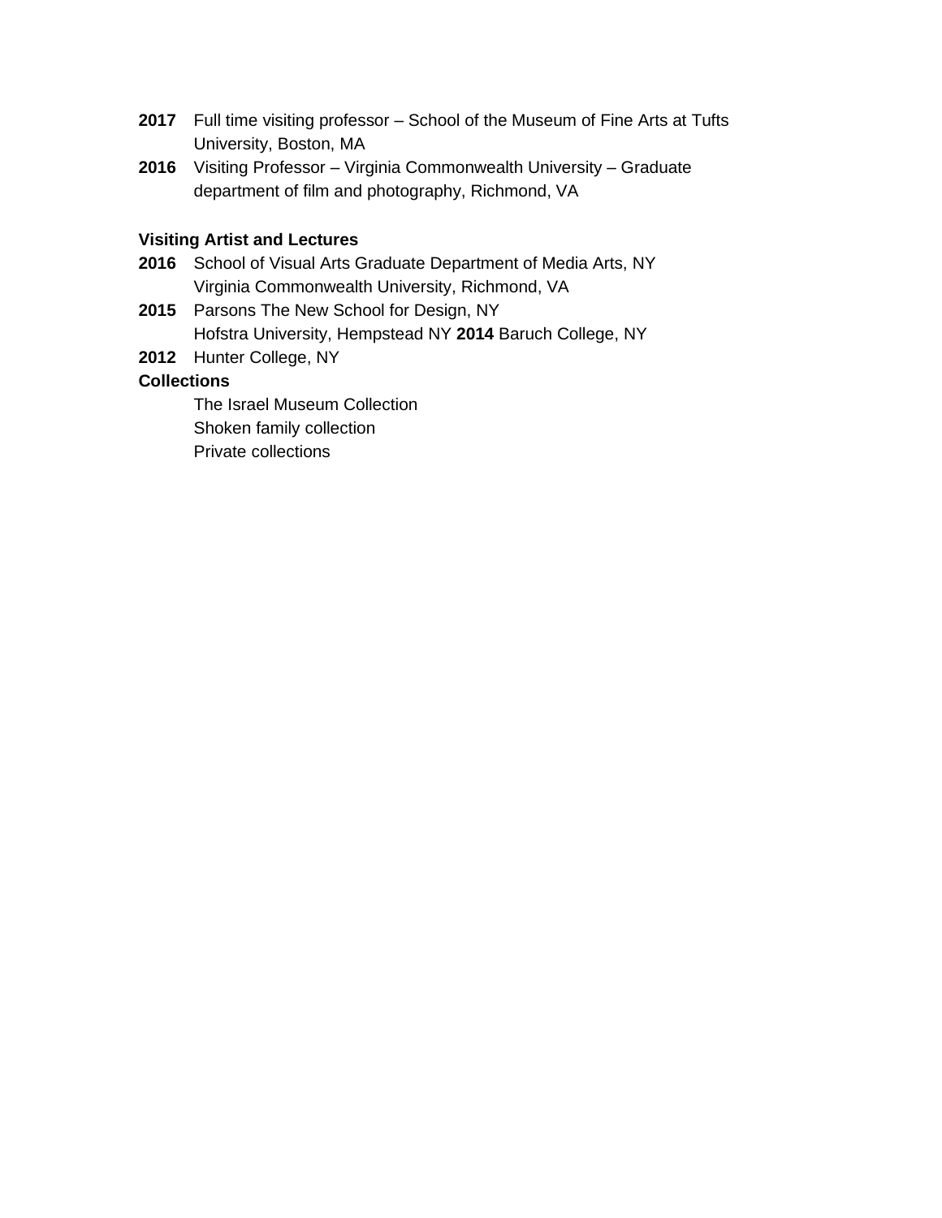**2017** Full time visiting professor – School of the Museum of Fine Arts at Tufts University, Boston, MA

**2016** Visiting Professor – Virginia Commonwealth University – Graduate department of film and photography, Richmond, VA

**Visiting Artist and Lectures**

**2016** School of Visual Arts Graduate Department of Media Arts, NY
Virginia Commonwealth University, Richmond, VA

**2015** Parsons The New School for Design, NY
Hofstra University, Hempstead NY **2014** Baruch College, NY

**2012** Hunter College, NY

**Collections**

The Israel Museum Collection
Shoken family collection
Private collections